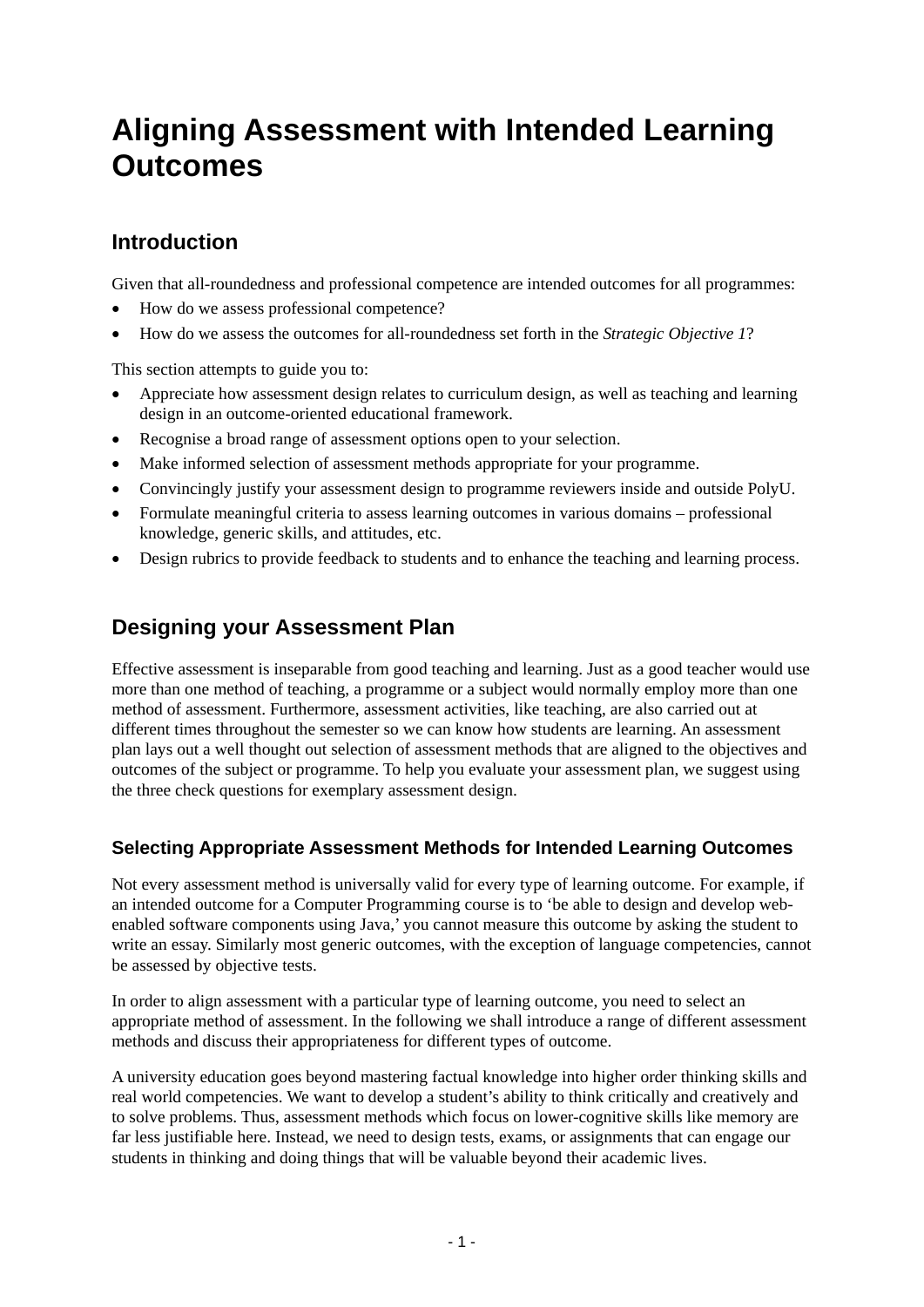# Aligning Assessment with Intended Learning Outcomes

## Introduction

Given that all-roundedness and professional competence are intended outcomes for all programmes:

- How do we assess professional competence?
- How do we assess the outcomes for all-roundedness set forth in the *Strategic Objective 1*?

This section attempts to guide you to:

- Appreciate how assessment design relates to curriculum design, as well as teaching and learning design in an outcome-oriented educational framework.
- Recognise a broad range of assessment options open to your selection.
- Make informed selection of assessment methods appropriate for your programme.
- Convincingly justify your assessment design to programme reviewers inside and outside PolyU.
- Formulate meaningful criteria to assess learning outcomes in various domains – professional knowledge, generic skills, and attitudes, etc.
- Design rubrics to provide feedback to students and to enhance the teaching and learning process.

## Designing your Assessment Plan

Effective assessment is inseparable from good teaching and learning. Just as a good teacher would use more than one method of teaching, a programme or a subject would normally employ more than one method of assessment. Furthermore, assessment activities, like teaching, are also carried out at different times throughout the semester so we can know how students are learning. An assessment plan lays out a well thought out selection of assessment methods that are aligned to the objectives and outcomes of the subject or programme. To help you evaluate your assessment plan, we suggest using the three check questions for exemplary assessment design.

### Selecting Appropriate Assessment Methods for Intended Learning Outcomes

Not every assessment method is universally valid for every type of learning outcome. For example, if an intended outcome for a Computer Programming course is to 'be able to design and develop web-enabled software components using Java,' you cannot measure this outcome by asking the student to write an essay. Similarly most generic outcomes, with the exception of language competencies, cannot be assessed by objective tests.

In order to align assessment with a particular type of learning outcome, you need to select an appropriate method of assessment. In the following we shall introduce a range of different assessment methods and discuss their appropriateness for different types of outcome.

A university education goes beyond mastering factual knowledge into higher order thinking skills and real world competencies. We want to develop a student's ability to think critically and creatively and to solve problems. Thus, assessment methods which focus on lower-cognitive skills like memory are far less justifiable here. Instead, we need to design tests, exams, or assignments that can engage our students in thinking and doing things that will be valuable beyond their academic lives.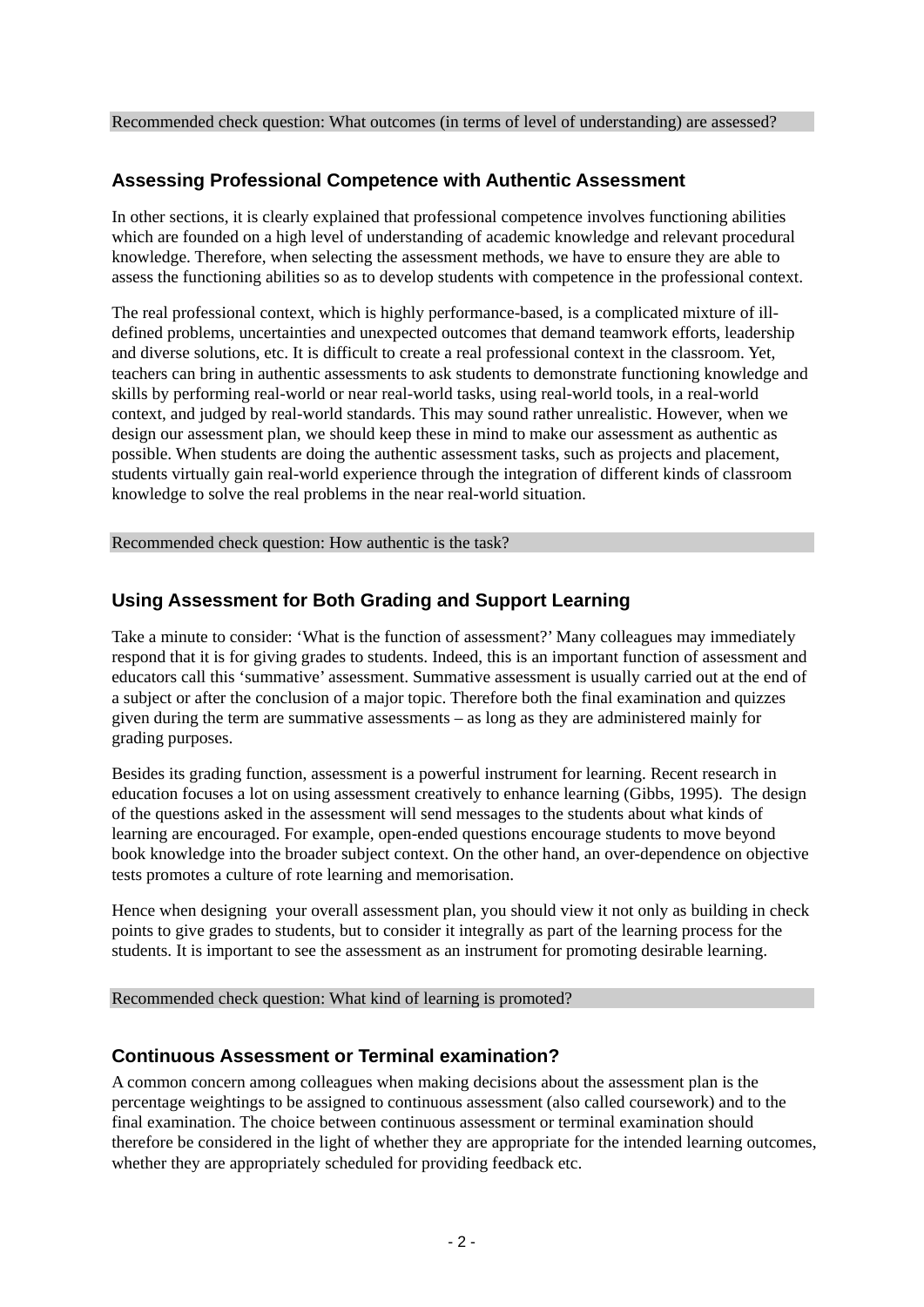Recommended check question: What outcomes (in terms of level of understanding) are assessed?

## Assessing Professional Competence with Authentic Assessment

In other sections, it is clearly explained that professional competence involves functioning abilities which are founded on a high level of understanding of academic knowledge and relevant procedural knowledge. Therefore, when selecting the assessment methods, we have to ensure they are able to assess the functioning abilities so as to develop students with competence in the professional context.

The real professional context, which is highly performance-based, is a complicated mixture of ill-defined problems, uncertainties and unexpected outcomes that demand teamwork efforts, leadership and diverse solutions, etc. It is difficult to create a real professional context in the classroom. Yet, teachers can bring in authentic assessments to ask students to demonstrate functioning knowledge and skills by performing real-world or near real-world tasks, using real-world tools, in a real-world context, and judged by real-world standards. This may sound rather unrealistic. However, when we design our assessment plan, we should keep these in mind to make our assessment as authentic as possible. When students are doing the authentic assessment tasks, such as projects and placement, students virtually gain real-world experience through the integration of different kinds of classroom knowledge to solve the real problems in the near real-world situation.

Recommended check question: How authentic is the task?

## Using Assessment for Both Grading and Support Learning

Take a minute to consider: 'What is the function of assessment?' Many colleagues may immediately respond that it is for giving grades to students. Indeed, this is an important function of assessment and educators call this 'summative' assessment. Summative assessment is usually carried out at the end of a subject or after the conclusion of a major topic. Therefore both the final examination and quizzes given during the term are summative assessments – as long as they are administered mainly for grading purposes.

Besides its grading function, assessment is a powerful instrument for learning. Recent research in education focuses a lot on using assessment creatively to enhance learning (Gibbs, 1995). The design of the questions asked in the assessment will send messages to the students about what kinds of learning are encouraged. For example, open-ended questions encourage students to move beyond book knowledge into the broader subject context. On the other hand, an over-dependence on objective tests promotes a culture of rote learning and memorisation.

Hence when designing your overall assessment plan, you should view it not only as building in check points to give grades to students, but to consider it integrally as part of the learning process for the students. It is important to see the assessment as an instrument for promoting desirable learning.

Recommended check question: What kind of learning is promoted?

## Continuous Assessment or Terminal examination?

A common concern among colleagues when making decisions about the assessment plan is the percentage weightings to be assigned to continuous assessment (also called coursework) and to the final examination. The choice between continuous assessment or terminal examination should therefore be considered in the light of whether they are appropriate for the intended learning outcomes, whether they are appropriately scheduled for providing feedback etc.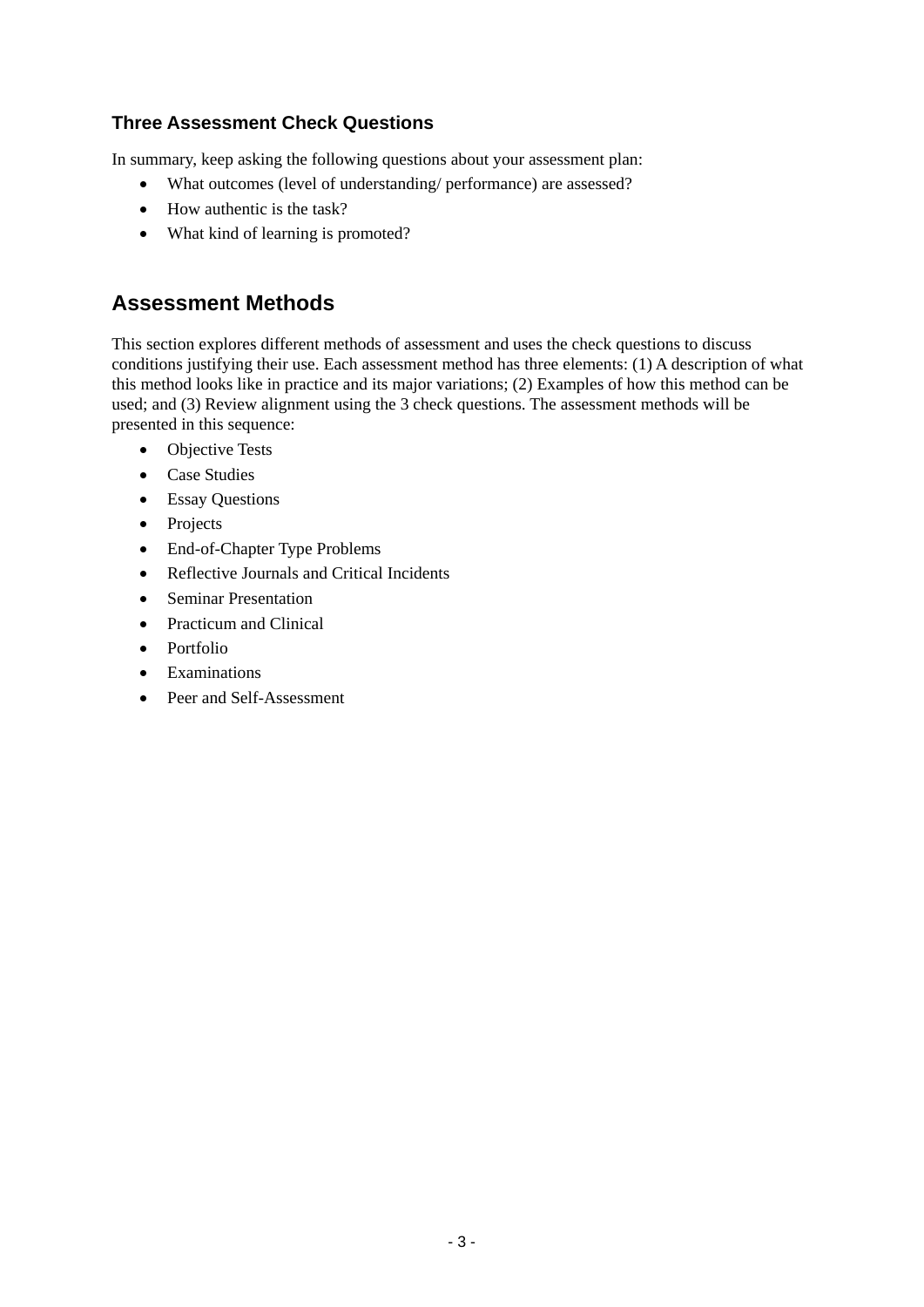### Three Assessment Check Questions

In summary, keep asking the following questions about your assessment plan:

- What outcomes (level of understanding/ performance) are assessed?
- How authentic is the task?
- What kind of learning is promoted?

## Assessment Methods

This section explores different methods of assessment and uses the check questions to discuss conditions justifying their use. Each assessment method has three elements: (1) A description of what this method looks like in practice and its major variations; (2) Examples of how this method can be used; and (3) Review alignment using the 3 check questions. The assessment methods will be presented in this sequence:

- Objective Tests
- Case Studies
- Essay Questions
- Projects
- End-of-Chapter Type Problems
- Reflective Journals and Critical Incidents
- Seminar Presentation
- Practicum and Clinical
- Portfolio
- Examinations
- Peer and Self-Assessment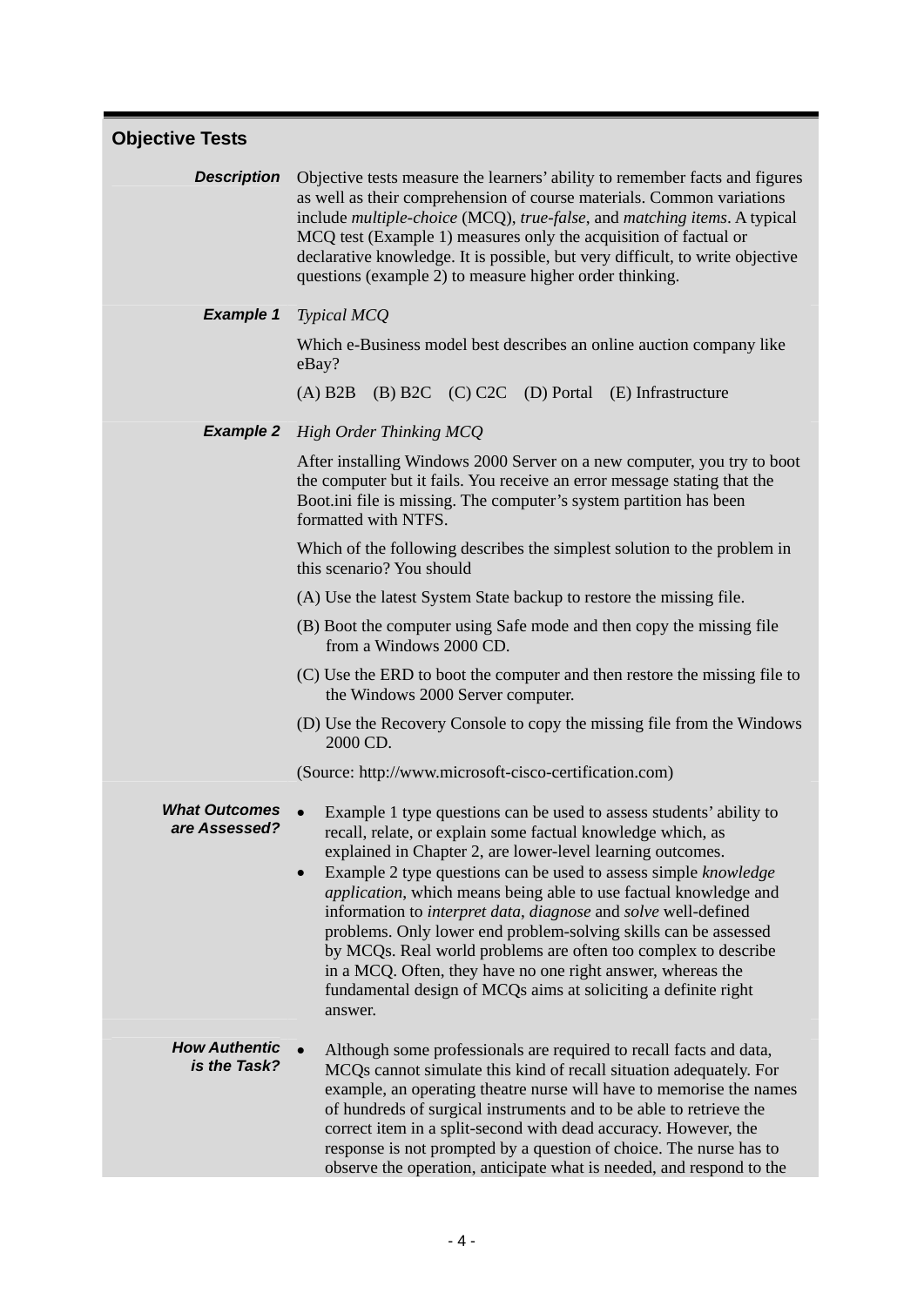## Objective Tests

**_Description_**

Objective tests measure the learners' ability to remember facts and figures as well as their comprehension of course materials. Common variations include *multiple-choice* (MCQ), *true-false*, and *matching items*. A typical MCQ test (Example 1) measures only the acquisition of factual or declarative knowledge. It is possible, but very difficult, to write objective questions (example 2) to measure higher order thinking.

**_Example 1_**

*Typical MCQ*

Which e-Business model best describes an online auction company like eBay?

(A) B2B (B) B2C (C) C2C (D) Portal (E) Infrastructure

**_Example 2_**

*High Order Thinking MCQ*

After installing Windows 2000 Server on a new computer, you try to boot the computer but it fails. You receive an error message stating that the Boot.ini file is missing. The computer's system partition has been formatted with NTFS.

Which of the following describes the simplest solution to the problem in this scenario? You should

(A) Use the latest System State backup to restore the missing file.

(B) Boot the computer using Safe mode and then copy the missing file from a Windows 2000 CD.

(C) Use the ERD to boot the computer and then restore the missing file to the Windows 2000 Server computer.

(D) Use the Recovery Console to copy the missing file from the Windows 2000 CD.

(Source: http://www.microsoft-cisco-certification.com)

**_What Outcomes are Assessed?_**

- Example 1 type questions can be used to assess students' ability to recall, relate, or explain some factual knowledge which, as explained in Chapter 2, are lower-level learning outcomes.
- Example 2 type questions can be used to assess simple *knowledge application*, which means being able to use factual knowledge and information to *interpret data*, *diagnose* and *solve* well-defined problems. Only lower end problem-solving skills can be assessed by MCQs. Real world problems are often too complex to describe in a MCQ. Often, they have no one right answer, whereas the fundamental design of MCQs aims at soliciting a definite right answer.

**_How Authentic is the Task?_**

- Although some professionals are required to recall facts and data, MCQs cannot simulate this kind of recall situation adequately. For example, an operating theatre nurse will have to memorise the names of hundreds of surgical instruments and to be able to retrieve the correct item in a split-second with dead accuracy. However, the response is not prompted by a question of choice. The nurse has to observe the operation, anticipate what is needed, and respond to the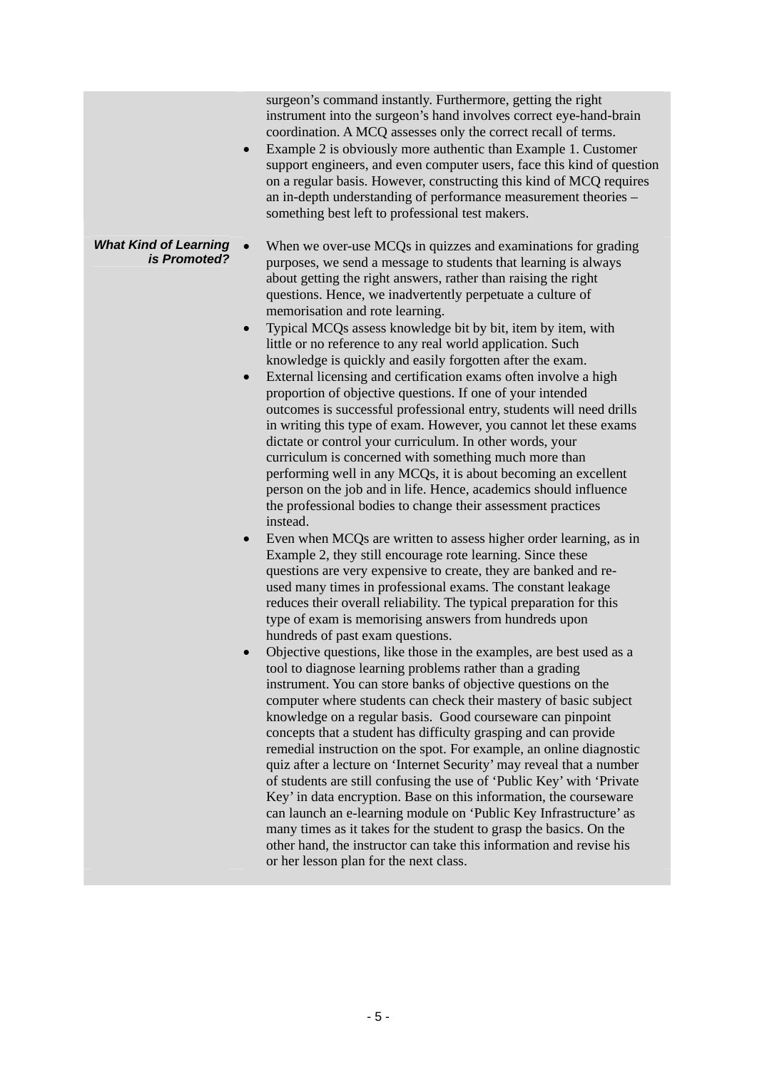surgeon's command instantly. Furthermore, getting the right instrument into the surgeon's hand involves correct eye-hand-brain coordination. A MCQ assesses only the correct recall of terms.

- Example 2 is obviously more authentic than Example 1. Customer support engineers, and even computer users, face this kind of question on a regular basis. However, constructing this kind of MCQ requires an in-depth understanding of performance measurement theories – something best left to professional test makers.

***What Kind of Learning is Promoted?***

- When we over-use MCQs in quizzes and examinations for grading purposes, we send a message to students that learning is always about getting the right answers, rather than raising the right questions. Hence, we inadvertently perpetuate a culture of memorisation and rote learning.
- Typical MCQs assess knowledge bit by bit, item by item, with little or no reference to any real world application. Such knowledge is quickly and easily forgotten after the exam.
- External licensing and certification exams often involve a high proportion of objective questions. If one of your intended outcomes is successful professional entry, students will need drills in writing this type of exam. However, you cannot let these exams dictate or control your curriculum. In other words, your curriculum is concerned with something much more than performing well in any MCQs, it is about becoming an excellent person on the job and in life. Hence, academics should influence the professional bodies to change their assessment practices instead.
- Even when MCQs are written to assess higher order learning, as in Example 2, they still encourage rote learning. Since these questions are very expensive to create, they are banked and re-used many times in professional exams. The constant leakage reduces their overall reliability. The typical preparation for this type of exam is memorising answers from hundreds upon hundreds of past exam questions.
- Objective questions, like those in the examples, are best used as a tool to diagnose learning problems rather than a grading instrument. You can store banks of objective questions on the computer where students can check their mastery of basic subject knowledge on a regular basis. Good courseware can pinpoint concepts that a student has difficulty grasping and can provide remedial instruction on the spot. For example, an online diagnostic quiz after a lecture on 'Internet Security' may reveal that a number of students are still confusing the use of 'Public Key' with 'Private Key' in data encryption. Base on this information, the courseware can launch an e-learning module on 'Public Key Infrastructure' as many times as it takes for the student to grasp the basics. On the other hand, the instructor can take this information and revise his or her lesson plan for the next class.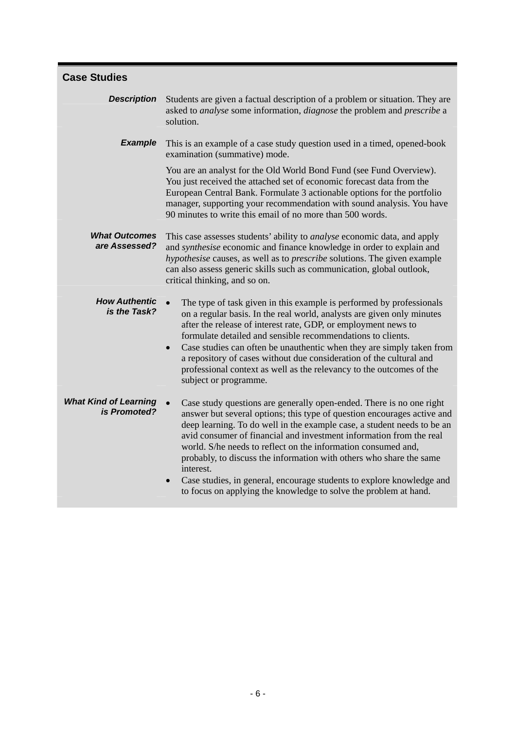## Case Studies

| | |
|---|---|
| ***Description*** | Students are given a factual description of a problem or situation. They are asked to *analyse* some information, *diagnose* the problem and *prescribe* a solution. |
| ***Example*** | This is an example of a case study question used in a timed, opened-book examination (summative) mode.<br><br>You are an analyst for the Old World Bond Fund (see Fund Overview). You just received the attached set of economic forecast data from the European Central Bank. Formulate 3 actionable options for the portfolio manager, supporting your recommendation with sound analysis. You have 90 minutes to write this email of no more than 500 words. |
| ***What Outcomes are Assessed?*** | This case assesses students' ability to *analyse* economic data, and apply and *synthesise* economic and finance knowledge in order to explain and *hypothesise* causes, as well as to *prescribe* solutions. The given example can also assess generic skills such as communication, global outlook, critical thinking, and so on. |
| ***How Authentic is the Task?*** | • The type of task given in this example is performed by professionals on a regular basis. In the real world, analysts are given only minutes after the release of interest rate, GDP, or employment news to formulate detailed and sensible recommendations to clients.<br>• Case studies can often be unauthentic when they are simply taken from a repository of cases without due consideration of the cultural and professional context as well as the relevancy to the outcomes of the subject or programme. |
| ***What Kind of Learning is Promoted?*** | • Case study questions are generally open-ended. There is no one right answer but several options; this type of question encourages active and deep learning. To do well in the example case, a student needs to be an avid consumer of financial and investment information from the real world. S/he needs to reflect on the information consumed and, probably, to discuss the information with others who share the same interest.<br>• Case studies, in general, encourage students to explore knowledge and to focus on applying the knowledge to solve the problem at hand. |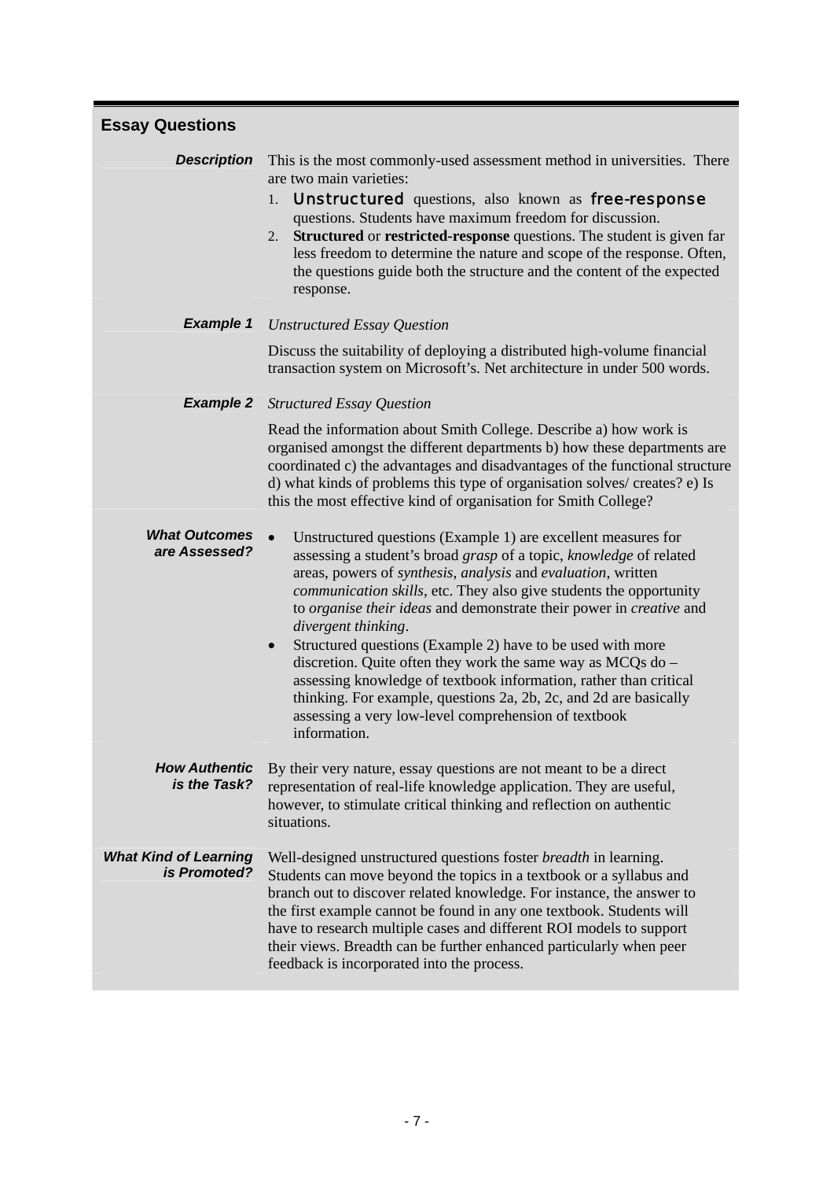## Essay Questions

| | |
|---|---|
| ***Description*** | This is the most commonly-used assessment method in universities. There are two main varieties:<br>1. **Unstructured** questions, also known as **free-response** questions. Students have maximum freedom for discussion.<br>2. **Structured** or **restricted-response** questions. The student is given far less freedom to determine the nature and scope of the response. Often, the questions guide both the structure and the content of the expected response. |
| ***Example 1*** | *Unstructured Essay Question*<br><br>Discuss the suitability of deploying a distributed high-volume financial transaction system on Microsoft's. Net architecture in under 500 words. |
| ***Example 2*** | *Structured Essay Question*<br><br>Read the information about Smith College. Describe a) how work is organised amongst the different departments b) how these departments are coordinated c) the advantages and disadvantages of the functional structure d) what kinds of problems this type of organisation solves/ creates? e) Is this the most effective kind of organisation for Smith College? |
| ***What Outcomes are Assessed?*** | • Unstructured questions (Example 1) are excellent measures for assessing a student's broad *grasp* of a topic, *knowledge* of related areas, powers of *synthesis*, *analysis* and *evaluation*, written *communication skills*, etc. They also give students the opportunity to *organise their ideas* and demonstrate their power in *creative* and *divergent thinking*.<br>• Structured questions (Example 2) have to be used with more discretion. Quite often they work the same way as MCQs do – assessing knowledge of textbook information, rather than critical thinking. For example, questions 2a, 2b, 2c, and 2d are basically assessing a very low-level comprehension of textbook information. |
| ***How Authentic is the Task?*** | By their very nature, essay questions are not meant to be a direct representation of real-life knowledge application. They are useful, however, to stimulate critical thinking and reflection on authentic situations. |
| ***What Kind of Learning is Promoted?*** | Well-designed unstructured questions foster *breadth* in learning. Students can move beyond the topics in a textbook or a syllabus and branch out to discover related knowledge. For instance, the answer to the first example cannot be found in any one textbook. Students will have to research multiple cases and different ROI models to support their views. Breadth can be further enhanced particularly when peer feedback is incorporated into the process. |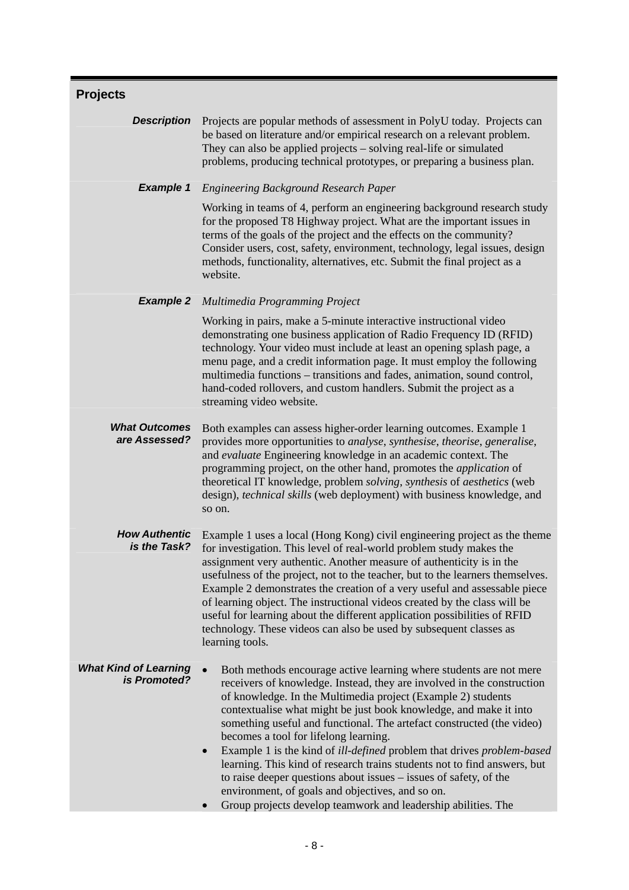## Projects

| | |
|---|---|
| ***Description*** | Projects are popular methods of assessment in PolyU today. Projects can be based on literature and/or empirical research on a relevant problem. They can also be applied projects – solving real-life or simulated problems, producing technical prototypes, or preparing a business plan. |
| ***Example 1*** | *Engineering Background Research Paper*<br><br>Working in teams of 4, perform an engineering background research study for the proposed T8 Highway project. What are the important issues in terms of the goals of the project and the effects on the community? Consider users, cost, safety, environment, technology, legal issues, design methods, functionality, alternatives, etc. Submit the final project as a website. |
| ***Example 2*** | *Multimedia Programming Project*<br><br>Working in pairs, make a 5-minute interactive instructional video demonstrating one business application of Radio Frequency ID (RFID) technology. Your video must include at least an opening splash page, a menu page, and a credit information page. It must employ the following multimedia functions – transitions and fades, animation, sound control, hand-coded rollovers, and custom handlers. Submit the project as a streaming video website. |
| ***What Outcomes are Assessed?*** | Both examples can assess higher-order learning outcomes. Example 1 provides more opportunities to *analyse*, *synthesise*, *theorise*, *generalise*, and *evaluate* Engineering knowledge in an academic context. The programming project, on the other hand, promotes the *application* of theoretical IT knowledge, problem *solving*, *synthesis* of *aesthetics* (web design), *technical skills* (web deployment) with business knowledge, and so on. |
| ***How Authentic is the Task?*** | Example 1 uses a local (Hong Kong) civil engineering project as the theme for investigation. This level of real-world problem study makes the assignment very authentic. Another measure of authenticity is in the usefulness of the project, not to the teacher, but to the learners themselves. Example 2 demonstrates the creation of a very useful and assessable piece of learning object. The instructional videos created by the class will be useful for learning about the different application possibilities of RFID technology. These videos can also be used by subsequent classes as learning tools. |
| ***What Kind of Learning is Promoted?*** | • Both methods encourage active learning where students are not mere receivers of knowledge. Instead, they are involved in the construction of knowledge. In the Multimedia project (Example 2) students contextualise what might be just book knowledge, and make it into something useful and functional. The artefact constructed (the video) becomes a tool for lifelong learning.<br>• Example 1 is the kind of *ill-defined* problem that drives *problem-based* learning. This kind of research trains students not to find answers, but to raise deeper questions about issues – issues of safety, of the environment, of goals and objectives, and so on.<br>• Group projects develop teamwork and leadership abilities. The |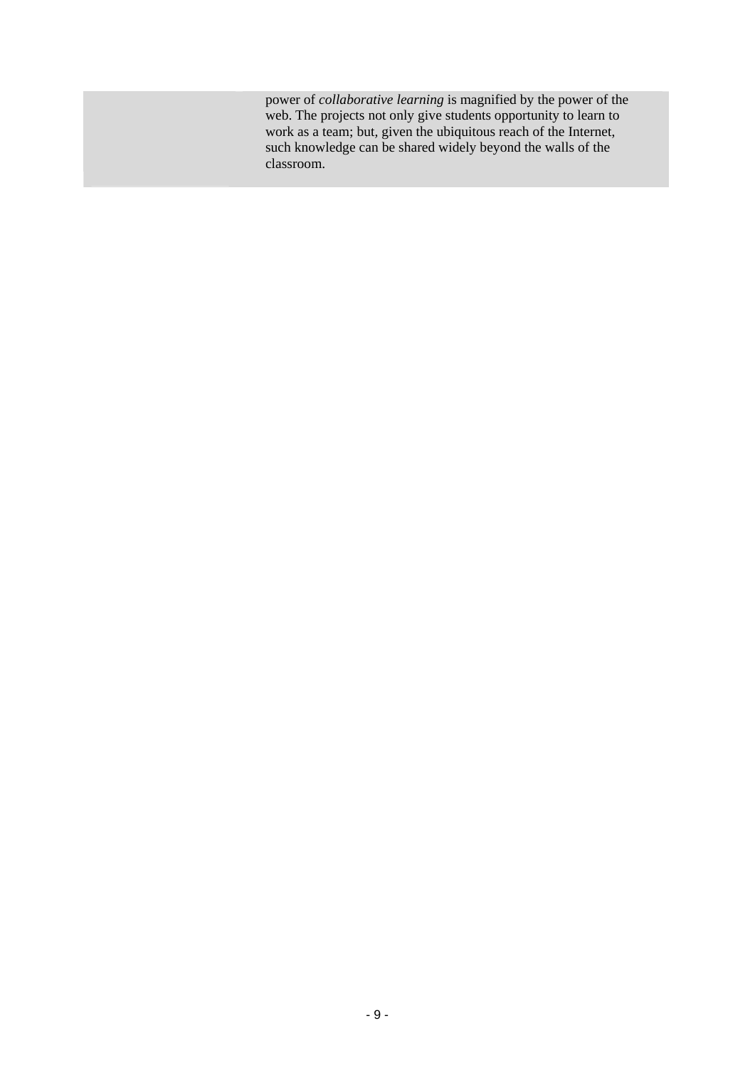power of *collaborative learning* is magnified by the power of the web. The projects not only give students opportunity to learn to work as a team; but, given the ubiquitous reach of the Internet, such knowledge can be shared widely beyond the walls of the classroom.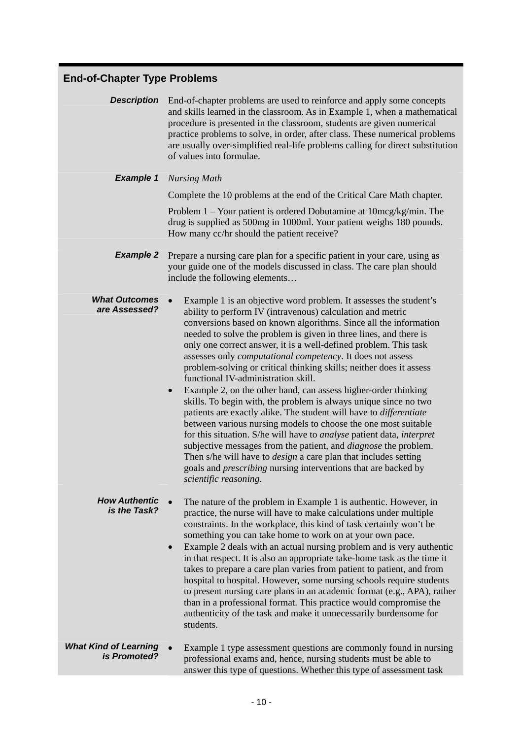## End-of-Chapter Type Problems

**Description**

End-of-chapter problems are used to reinforce and apply some concepts and skills learned in the classroom. As in Example 1, when a mathematical procedure is presented in the classroom, students are given numerical practice problems to solve, in order, after class. These numerical problems are usually over-simplified real-life problems calling for direct substitution of values into formulae.

**Example 1**

*Nursing Math*

Complete the 10 problems at the end of the Critical Care Math chapter.

Problem 1 – Your patient is ordered Dobutamine at 10mcg/kg/min. The drug is supplied as 500mg in 1000ml. Your patient weighs 180 pounds. How many cc/hr should the patient receive?

**Example 2**

Prepare a nursing care plan for a specific patient in your care, using as your guide one of the models discussed in class. The care plan should include the following elements…

**What Outcomes are Assessed?**

- Example 1 is an objective word problem. It assesses the student's ability to perform IV (intravenous) calculation and metric conversions based on known algorithms. Since all the information needed to solve the problem is given in three lines, and there is only one correct answer, it is a well-defined problem. This task assesses only *computational competency*. It does not assess problem-solving or critical thinking skills; neither does it assess functional IV-administration skill.
- Example 2, on the other hand, can assess higher-order thinking skills. To begin with, the problem is always unique since no two patients are exactly alike. The student will have to *differentiate* between various nursing models to choose the one most suitable for this situation. S/he will have to *analyse* patient data, *interpret* subjective messages from the patient, and *diagnose* the problem. Then s/he will have to *design* a care plan that includes setting goals and *prescribing* nursing interventions that are backed by *scientific reasoning*.

**How Authentic is the Task?**

- The nature of the problem in Example 1 is authentic. However, in practice, the nurse will have to make calculations under multiple constraints. In the workplace, this kind of task certainly won't be something you can take home to work on at your own pace.
- Example 2 deals with an actual nursing problem and is very authentic in that respect. It is also an appropriate take-home task as the time it takes to prepare a care plan varies from patient to patient, and from hospital to hospital. However, some nursing schools require students to present nursing care plans in an academic format (e.g., APA), rather than in a professional format. This practice would compromise the authenticity of the task and make it unnecessarily burdensome for students.

**What Kind of Learning is Promoted?**

- Example 1 type assessment questions are commonly found in nursing professional exams and, hence, nursing students must be able to answer this type of questions. Whether this type of assessment task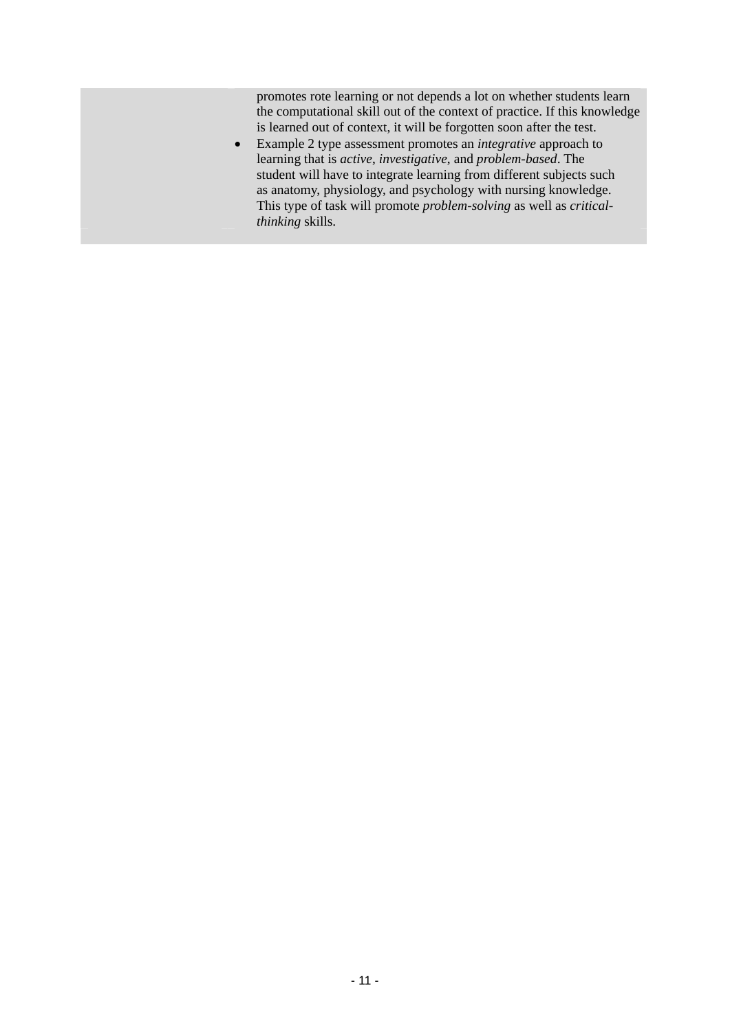promotes rote learning or not depends a lot on whether students learn the computational skill out of the context of practice. If this knowledge is learned out of context, it will be forgotten soon after the test.

- Example 2 type assessment promotes an *integrative* approach to learning that is *active*, *investigative*, and *problem-based*. The student will have to integrate learning from different subjects such as anatomy, physiology, and psychology with nursing knowledge. This type of task will promote *problem-solving* as well as *critical-thinking* skills.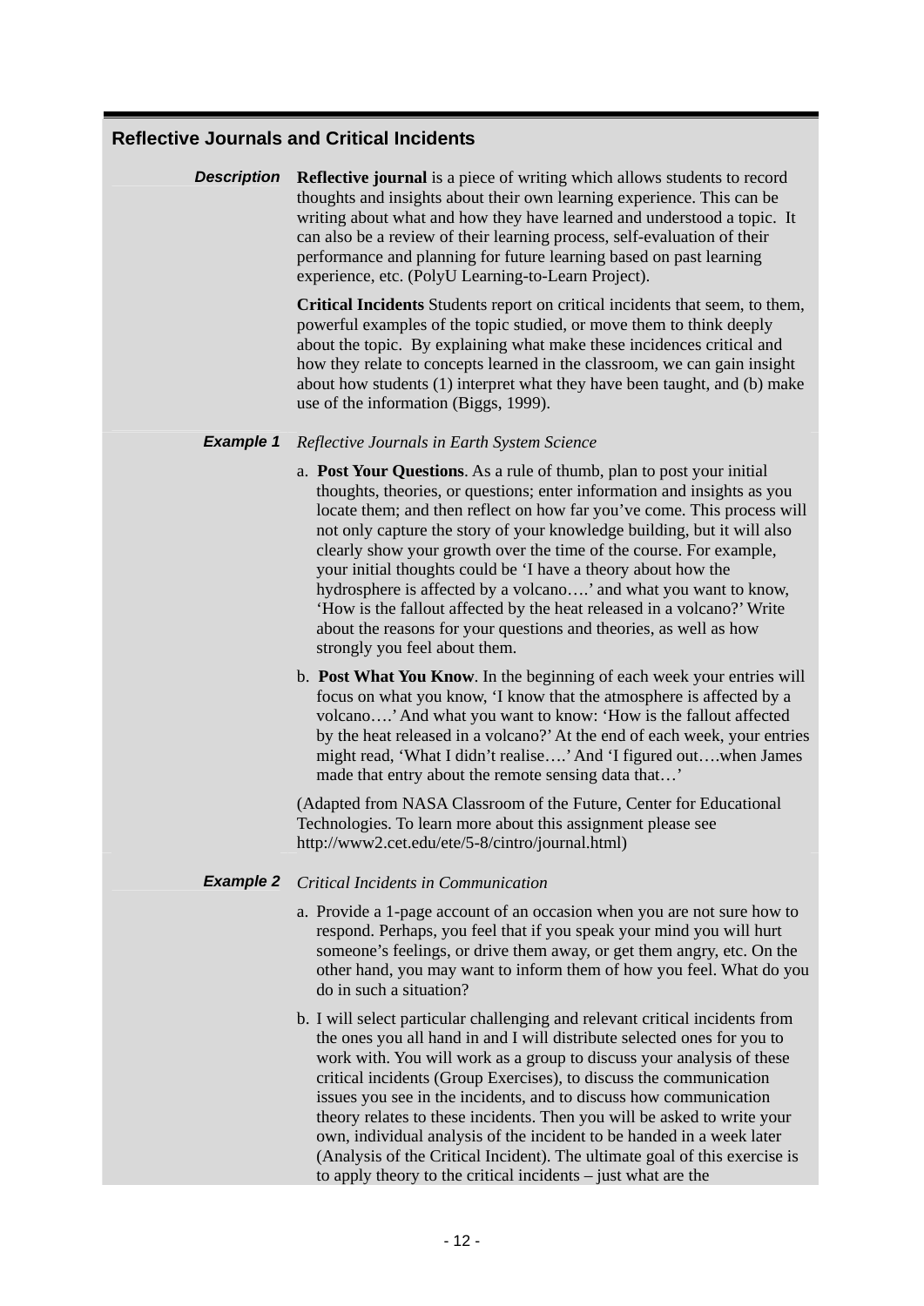## Reflective Journals and Critical Incidents

***Description***

**Reflective journal** is a piece of writing which allows students to record thoughts and insights about their own learning experience. This can be writing about what and how they have learned and understood a topic. It can also be a review of their learning process, self-evaluation of their performance and planning for future learning based on past learning experience, etc. (PolyU Learning-to-Learn Project).

**Critical Incidents** Students report on critical incidents that seem, to them, powerful examples of the topic studied, or move them to think deeply about the topic. By explaining what make these incidences critical and how they relate to concepts learned in the classroom, we can gain insight about how students (1) interpret what they have been taught, and (b) make use of the information (Biggs, 1999).

***Example 1***

*Reflective Journals in Earth System Science*

a. **Post Your Questions**. As a rule of thumb, plan to post your initial thoughts, theories, or questions; enter information and insights as you locate them; and then reflect on how far you've come. This process will not only capture the story of your knowledge building, but it will also clearly show your growth over the time of the course. For example, your initial thoughts could be 'I have a theory about how the hydrosphere is affected by a volcano….' and what you want to know, 'How is the fallout affected by the heat released in a volcano?' Write about the reasons for your questions and theories, as well as how strongly you feel about them.

b. **Post What You Know**. In the beginning of each week your entries will focus on what you know, 'I know that the atmosphere is affected by a volcano….' And what you want to know: 'How is the fallout affected by the heat released in a volcano?' At the end of each week, your entries might read, 'What I didn't realise….' And 'I figured out….when James made that entry about the remote sensing data that…'

(Adapted from NASA Classroom of the Future, Center for Educational Technologies. To learn more about this assignment please see http://www2.cet.edu/ete/5-8/cintro/journal.html)

***Example 2***

*Critical Incidents in Communication*

a. Provide a 1-page account of an occasion when you are not sure how to respond. Perhaps, you feel that if you speak your mind you will hurt someone's feelings, or drive them away, or get them angry, etc. On the other hand, you may want to inform them of how you feel. What do you do in such a situation?

b. I will select particular challenging and relevant critical incidents from the ones you all hand in and I will distribute selected ones for you to work with. You will work as a group to discuss your analysis of these critical incidents (Group Exercises), to discuss the communication issues you see in the incidents, and to discuss how communication theory relates to these incidents. Then you will be asked to write your own, individual analysis of the incident to be handed in a week later (Analysis of the Critical Incident). The ultimate goal of this exercise is to apply theory to the critical incidents – just what are the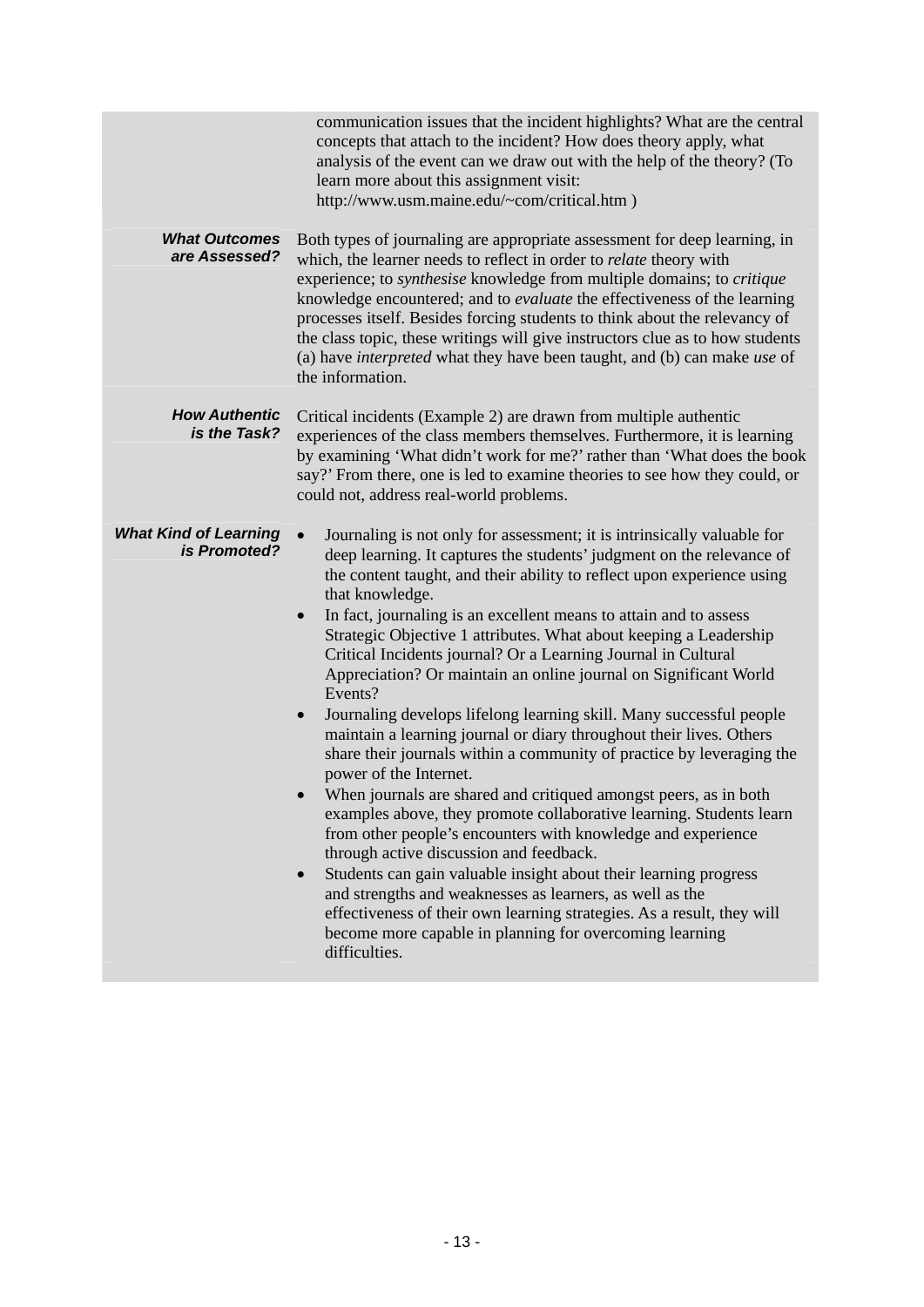| | |
|---|---|
| | communication issues that the incident highlights? What are the central concepts that attach to the incident? How does theory apply, what analysis of the event can we draw out with the help of the theory? (To learn more about this assignment visit: http://www.usm.maine.edu/~com/critical.htm ) |
| ***What Outcomes are Assessed?*** | Both types of journaling are appropriate assessment for deep learning, in which, the learner needs to reflect in order to *relate* theory with experience; to *synthesise* knowledge from multiple domains; to *critique* knowledge encountered; and to *evaluate* the effectiveness of the learning processes itself. Besides forcing students to think about the relevancy of the class topic, these writings will give instructors clue as to how students (a) have *interpreted* what they have been taught, and (b) can make *use* of the information. |
| ***How Authentic is the Task?*** | Critical incidents (Example 2) are drawn from multiple authentic experiences of the class members themselves. Furthermore, it is learning by examining 'What didn't work for me?' rather than 'What does the book say?' From there, one is led to examine theories to see how they could, or could not, address real-world problems. |
| ***What Kind of Learning is Promoted?*** | • Journaling is not only for assessment; it is intrinsically valuable for deep learning. It captures the students' judgment on the relevance of the content taught, and their ability to reflect upon experience using that knowledge.<br>• In fact, journaling is an excellent means to attain and to assess Strategic Objective 1 attributes. What about keeping a Leadership Critical Incidents journal? Or a Learning Journal in Cultural Appreciation? Or maintain an online journal on Significant World Events?<br>• Journaling develops lifelong learning skill. Many successful people maintain a learning journal or diary throughout their lives. Others share their journals within a community of practice by leveraging the power of the Internet.<br>• When journals are shared and critiqued amongst peers, as in both examples above, they promote collaborative learning. Students learn from other people's encounters with knowledge and experience through active discussion and feedback.<br>• Students can gain valuable insight about their learning progress and strengths and weaknesses as learners, as well as the effectiveness of their own learning strategies. As a result, they will become more capable in planning for overcoming learning difficulties. |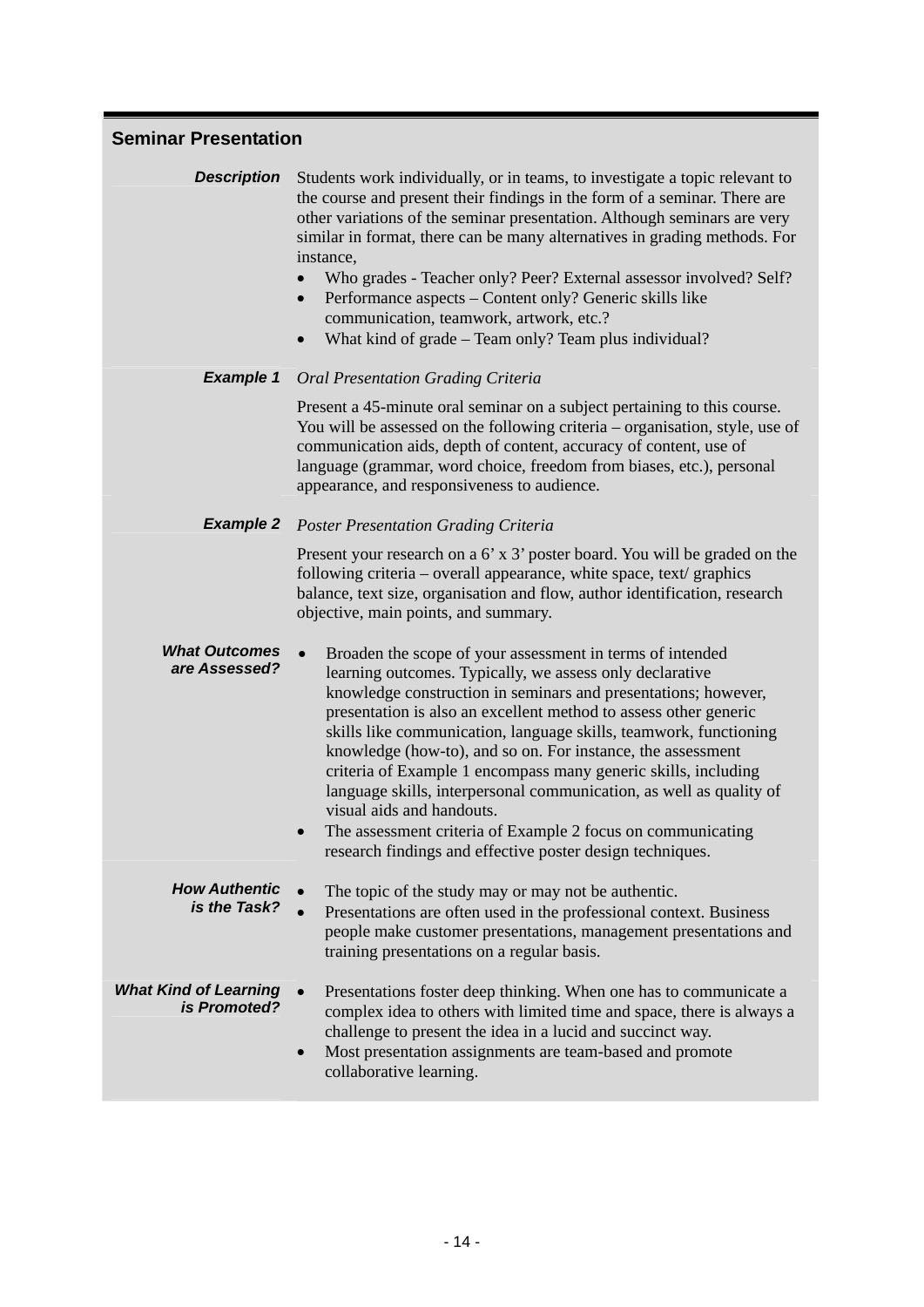## Seminar Presentation

**Description**

Students work individually, or in teams, to investigate a topic relevant to the course and present their findings in the form of a seminar. There are other variations of the seminar presentation. Although seminars are very similar in format, there can be many alternatives in grading methods. For instance,

- Who grades - Teacher only? Peer? External assessor involved? Self?
- Performance aspects – Content only? Generic skills like communication, teamwork, artwork, etc.?
- What kind of grade – Team only? Team plus individual?

**Example 1**

*Oral Presentation Grading Criteria*

Present a 45-minute oral seminar on a subject pertaining to this course. You will be assessed on the following criteria – organisation, style, use of communication aids, depth of content, accuracy of content, use of language (grammar, word choice, freedom from biases, etc.), personal appearance, and responsiveness to audience.

**Example 2**

*Poster Presentation Grading Criteria*

Present your research on a 6' x 3' poster board. You will be graded on the following criteria – overall appearance, white space, text/ graphics balance, text size, organisation and flow, author identification, research objective, main points, and summary.

**What Outcomes are Assessed?**

- Broaden the scope of your assessment in terms of intended learning outcomes. Typically, we assess only declarative knowledge construction in seminars and presentations; however, presentation is also an excellent method to assess other generic skills like communication, language skills, teamwork, functioning knowledge (how-to), and so on. For instance, the assessment criteria of Example 1 encompass many generic skills, including language skills, interpersonal communication, as well as quality of visual aids and handouts.
- The assessment criteria of Example 2 focus on communicating research findings and effective poster design techniques.

**How Authentic is the Task?**

- The topic of the study may or may not be authentic.
- Presentations are often used in the professional context. Business people make customer presentations, management presentations and training presentations on a regular basis.

**What Kind of Learning is Promoted?**

- Presentations foster deep thinking. When one has to communicate a complex idea to others with limited time and space, there is always a challenge to present the idea in a lucid and succinct way.
- Most presentation assignments are team-based and promote collaborative learning.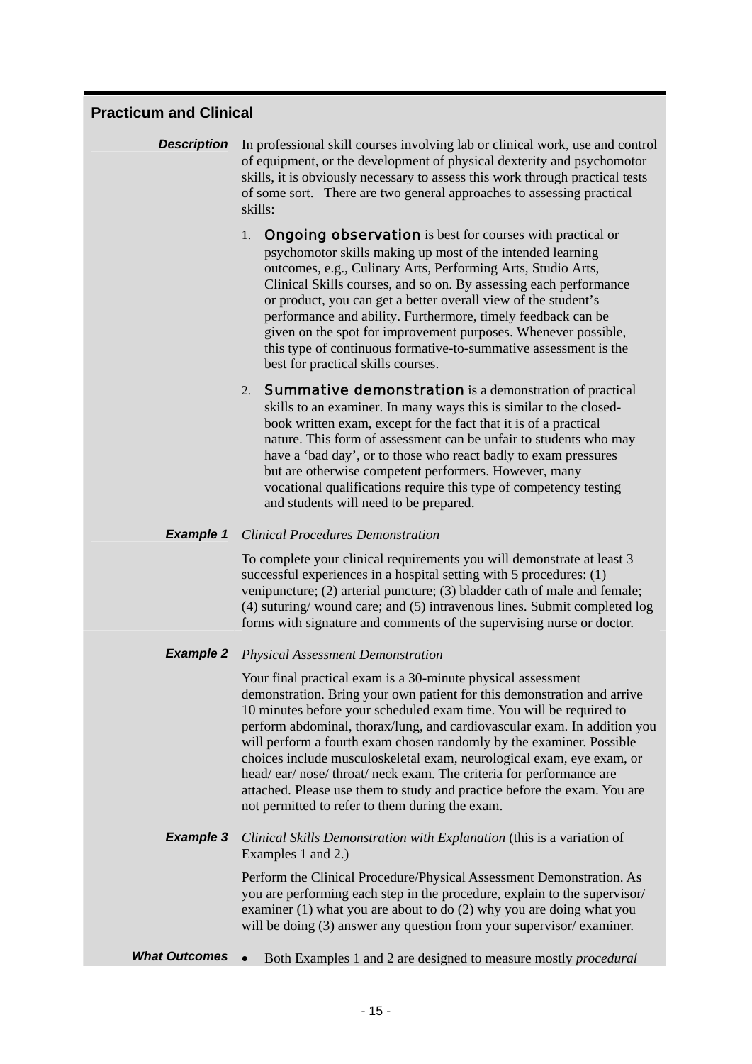## Practicum and Clinical

**Description**

In professional skill courses involving lab or clinical work, use and control of equipment, or the development of physical dexterity and psychomotor skills, it is obviously necessary to assess this work through practical tests of some sort. There are two general approaches to assessing practical skills:

1. **Ongoing observation** is best for courses with practical or psychomotor skills making up most of the intended learning outcomes, e.g., Culinary Arts, Performing Arts, Studio Arts, Clinical Skills courses, and so on. By assessing each performance or product, you can get a better overall view of the student's performance and ability. Furthermore, timely feedback can be given on the spot for improvement purposes. Whenever possible, this type of continuous formative-to-summative assessment is the best for practical skills courses.

2. **Summative demonstration** is a demonstration of practical skills to an examiner. In many ways this is similar to the closed-book written exam, except for the fact that it is of a practical nature. This form of assessment can be unfair to students who may have a 'bad day', or to those who react badly to exam pressures but are otherwise competent performers. However, many vocational qualifications require this type of competency testing and students will need to be prepared.

**Example 1**

*Clinical Procedures Demonstration*

To complete your clinical requirements you will demonstrate at least 3 successful experiences in a hospital setting with 5 procedures: (1) venipuncture; (2) arterial puncture; (3) bladder cath of male and female; (4) suturing/ wound care; and (5) intravenous lines. Submit completed log forms with signature and comments of the supervising nurse or doctor.

**Example 2**

*Physical Assessment Demonstration*

Your final practical exam is a 30-minute physical assessment demonstration. Bring your own patient for this demonstration and arrive 10 minutes before your scheduled exam time. You will be required to perform abdominal, thorax/lung, and cardiovascular exam. In addition you will perform a fourth exam chosen randomly by the examiner. Possible choices include musculoskeletal exam, neurological exam, eye exam, or head/ ear/ nose/ throat/ neck exam. The criteria for performance are attached. Please use them to study and practice before the exam. You are not permitted to refer to them during the exam.

**Example 3**

*Clinical Skills Demonstration with Explanation* (this is a variation of Examples 1 and 2.)

Perform the Clinical Procedure/Physical Assessment Demonstration. As you are performing each step in the procedure, explain to the supervisor/ examiner (1) what you are about to do (2) why you are doing what you will be doing (3) answer any question from your supervisor/ examiner.

**What Outcomes**

- Both Examples 1 and 2 are designed to measure mostly *procedural*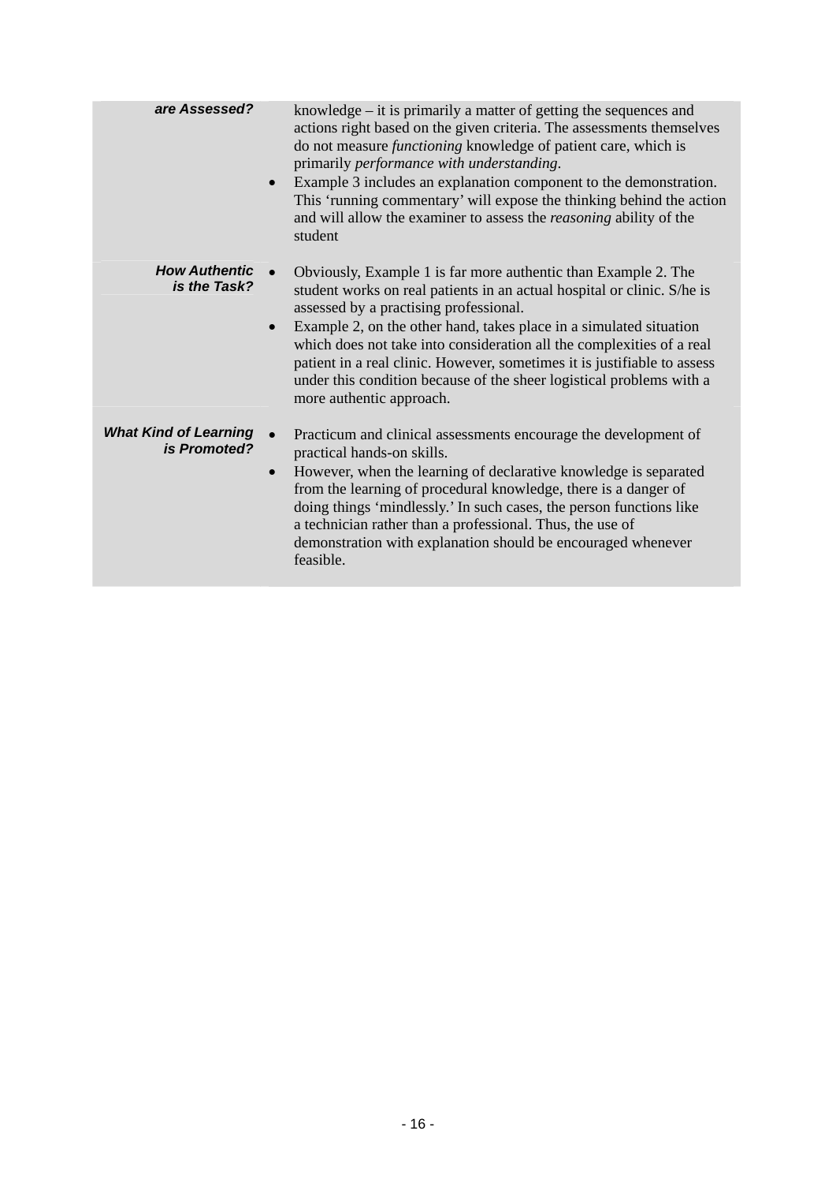| | |
|---|---|
| ***are Assessed?*** | knowledge – it is primarily a matter of getting the sequences and actions right based on the given criteria. The assessments themselves do not measure *functioning* knowledge of patient care, which is primarily *performance with understanding*.<br>• Example 3 includes an explanation component to the demonstration. This 'running commentary' will expose the thinking behind the action and will allow the examiner to assess the *reasoning* ability of the student |
| ***How Authentic is the Task?*** | • Obviously, Example 1 is far more authentic than Example 2. The student works on real patients in an actual hospital or clinic. S/he is assessed by a practising professional.<br>• Example 2, on the other hand, takes place in a simulated situation which does not take into consideration all the complexities of a real patient in a real clinic. However, sometimes it is justifiable to assess under this condition because of the sheer logistical problems with a more authentic approach. |
| ***What Kind of Learning is Promoted?*** | • Practicum and clinical assessments encourage the development of practical hands-on skills.<br>• However, when the learning of declarative knowledge is separated from the learning of procedural knowledge, there is a danger of doing things 'mindlessly.' In such cases, the person functions like a technician rather than a professional. Thus, the use of demonstration with explanation should be encouraged whenever feasible. |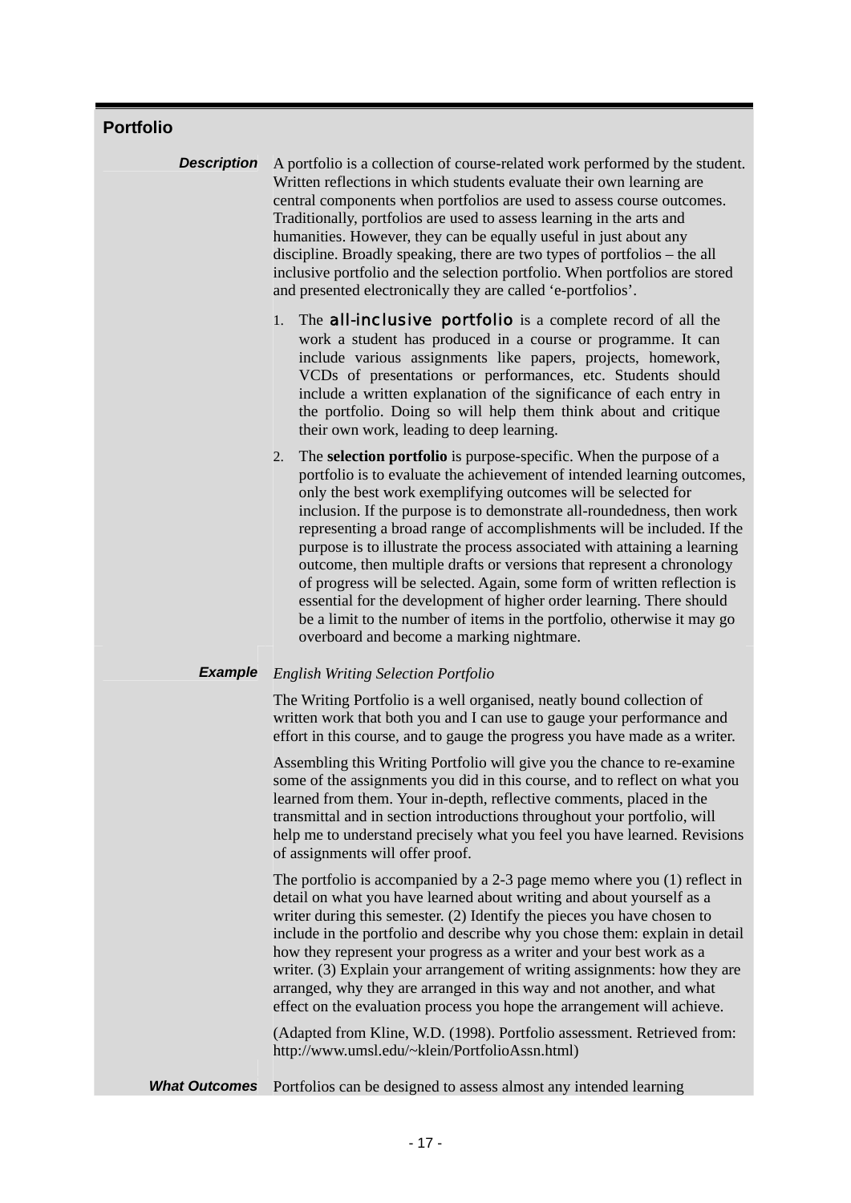## Portfolio

**Description**

A portfolio is a collection of course-related work performed by the student. Written reflections in which students evaluate their own learning are central components when portfolios are used to assess course outcomes. Traditionally, portfolios are used to assess learning in the arts and humanities. However, they can be equally useful in just about any discipline. Broadly speaking, there are two types of portfolios – the all inclusive portfolio and the selection portfolio. When portfolios are stored and presented electronically they are called 'e-portfolios'.

1. The **all-inclusive portfolio** is a complete record of all the work a student has produced in a course or programme. It can include various assignments like papers, projects, homework, VCDs of presentations or performances, etc. Students should include a written explanation of the significance of each entry in the portfolio. Doing so will help them think about and critique their own work, leading to deep learning.
2. The **selection portfolio** is purpose-specific. When the purpose of a portfolio is to evaluate the achievement of intended learning outcomes, only the best work exemplifying outcomes will be selected for inclusion. If the purpose is to demonstrate all-roundedness, then work representing a broad range of accomplishments will be included. If the purpose is to illustrate the process associated with attaining a learning outcome, then multiple drafts or versions that represent a chronology of progress will be selected. Again, some form of written reflection is essential for the development of higher order learning. There should be a limit to the number of items in the portfolio, otherwise it may go overboard and become a marking nightmare.

**Example**

*English Writing Selection Portfolio*

The Writing Portfolio is a well organised, neatly bound collection of written work that both you and I can use to gauge your performance and effort in this course, and to gauge the progress you have made as a writer.

Assembling this Writing Portfolio will give you the chance to re-examine some of the assignments you did in this course, and to reflect on what you learned from them. Your in-depth, reflective comments, placed in the transmittal and in section introductions throughout your portfolio, will help me to understand precisely what you feel you have learned. Revisions of assignments will offer proof.

The portfolio is accompanied by a 2-3 page memo where you (1) reflect in detail on what you have learned about writing and about yourself as a writer during this semester. (2) Identify the pieces you have chosen to include in the portfolio and describe why you chose them: explain in detail how they represent your progress as a writer and your best work as a writer. (3) Explain your arrangement of writing assignments: how they are arranged, why they are arranged in this way and not another, and what effect on the evaluation process you hope the arrangement will achieve.

(Adapted from Kline, W.D. (1998). Portfolio assessment. Retrieved from: http://www.umsl.edu/~klein/PortfolioAssn.html)

**What Outcomes**

Portfolios can be designed to assess almost any intended learning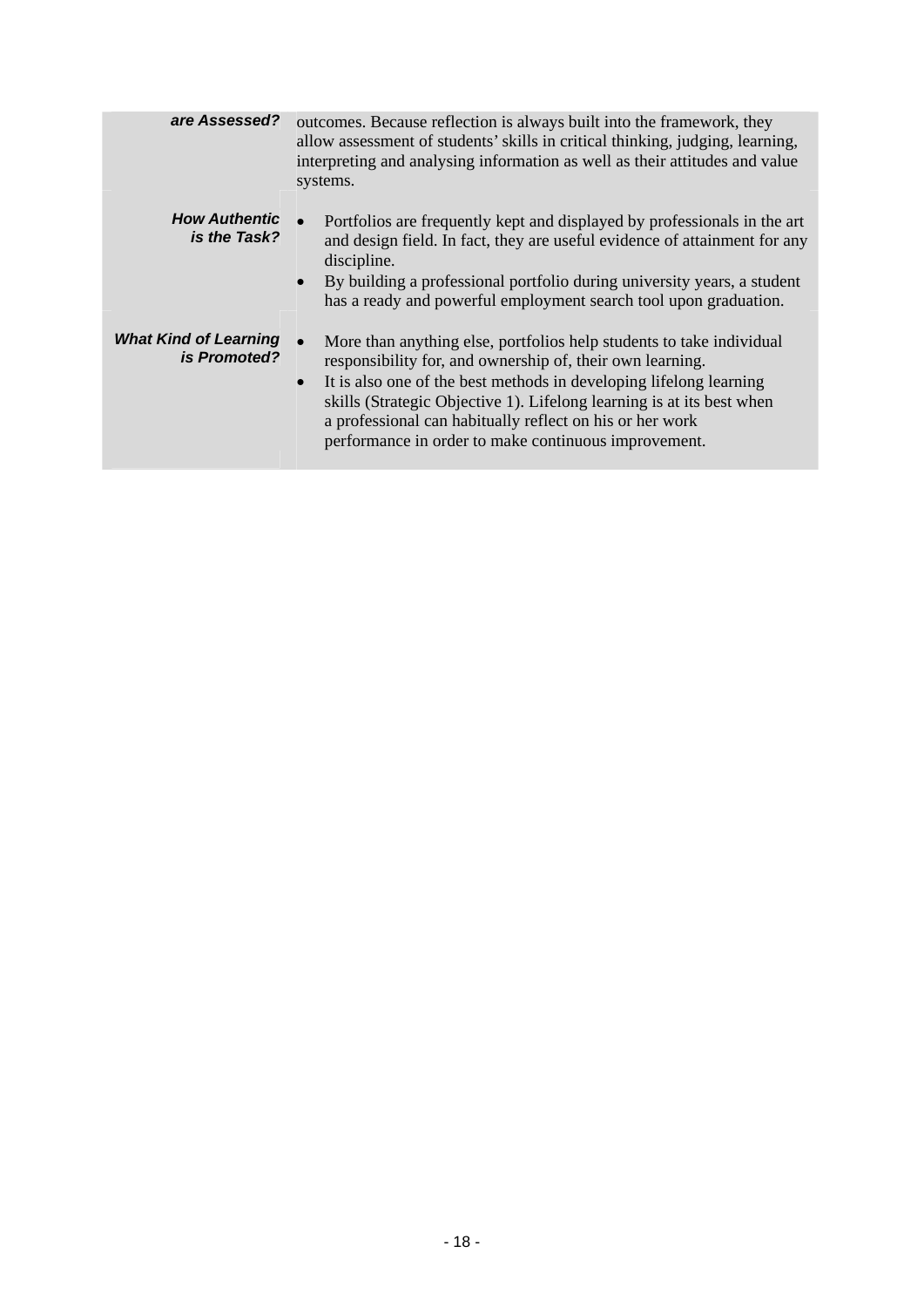| | |
|---|---|
| ***are Assessed?*** | outcomes. Because reflection is always built into the framework, they allow assessment of students' skills in critical thinking, judging, learning, interpreting and analysing information as well as their attitudes and value systems. |
| ***How Authentic is the Task?*** | • Portfolios are frequently kept and displayed by professionals in the art and design field. In fact, they are useful evidence of attainment for any discipline.<br>• By building a professional portfolio during university years, a student has a ready and powerful employment search tool upon graduation. |
| ***What Kind of Learning is Promoted?*** | • More than anything else, portfolios help students to take individual responsibility for, and ownership of, their own learning.<br>• It is also one of the best methods in developing lifelong learning skills (Strategic Objective 1). Lifelong learning is at its best when a professional can habitually reflect on his or her work performance in order to make continuous improvement. |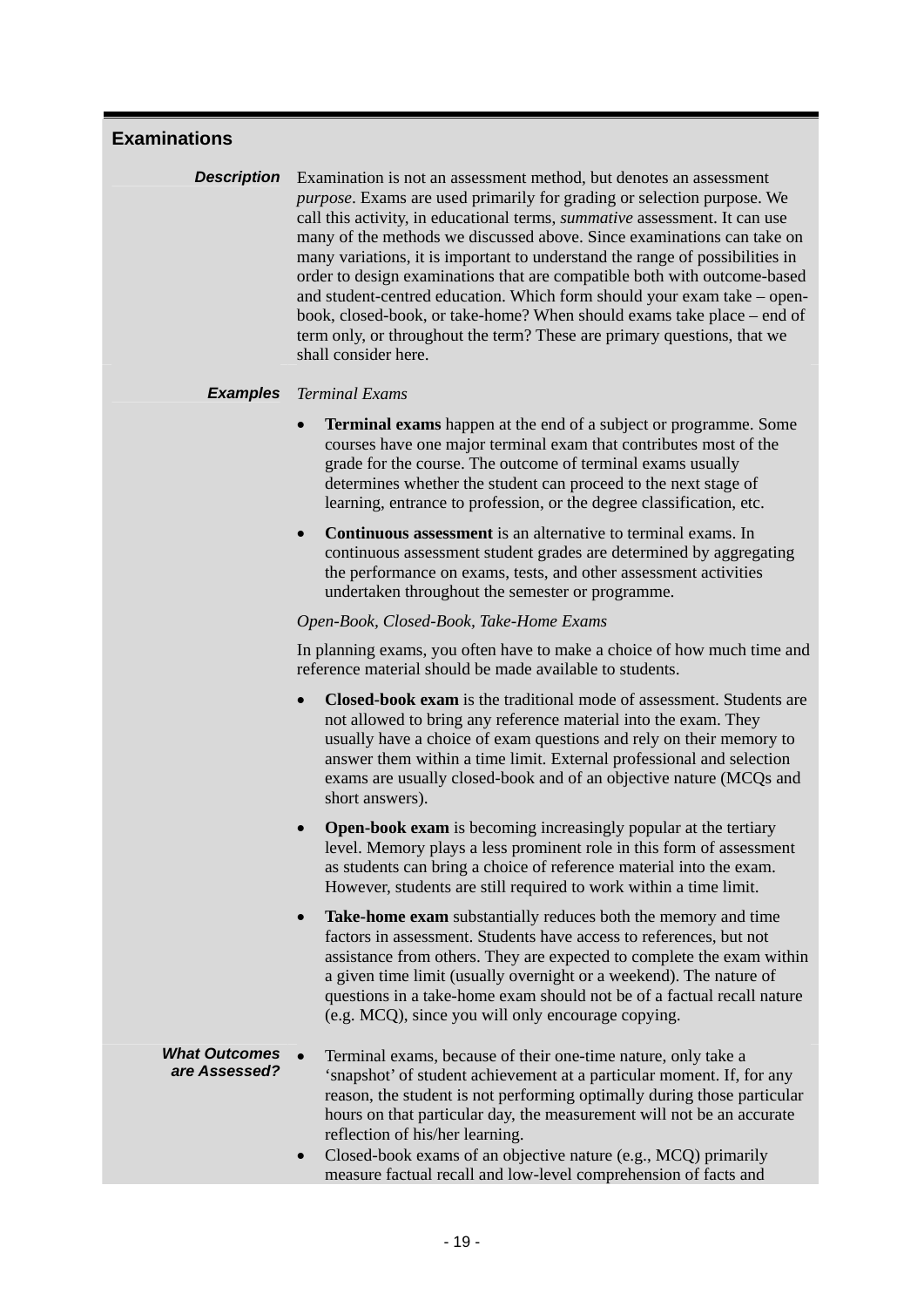## Examinations

**Description**

Examination is not an assessment method, but denotes an assessment *purpose*. Exams are used primarily for grading or selection purpose. We call this activity, in educational terms, *summative* assessment. It can use many of the methods we discussed above. Since examinations can take on many variations, it is important to understand the range of possibilities in order to design examinations that are compatible both with outcome-based and student-centred education. Which form should your exam take – open-book, closed-book, or take-home? When should exams take place – end of term only, or throughout the term? These are primary questions, that we shall consider here.

**Examples**

*Terminal Exams*

- **Terminal exams** happen at the end of a subject or programme. Some courses have one major terminal exam that contributes most of the grade for the course. The outcome of terminal exams usually determines whether the student can proceed to the next stage of learning, entrance to profession, or the degree classification, etc.
- **Continuous assessment** is an alternative to terminal exams. In continuous assessment student grades are determined by aggregating the performance on exams, tests, and other assessment activities undertaken throughout the semester or programme.

*Open-Book, Closed-Book, Take-Home Exams*

In planning exams, you often have to make a choice of how much time and reference material should be made available to students.

- **Closed-book exam** is the traditional mode of assessment. Students are not allowed to bring any reference material into the exam. They usually have a choice of exam questions and rely on their memory to answer them within a time limit. External professional and selection exams are usually closed-book and of an objective nature (MCQs and short answers).
- **Open-book exam** is becoming increasingly popular at the tertiary level. Memory plays a less prominent role in this form of assessment as students can bring a choice of reference material into the exam. However, students are still required to work within a time limit.
- **Take-home exam** substantially reduces both the memory and time factors in assessment. Students have access to references, but not assistance from others. They are expected to complete the exam within a given time limit (usually overnight or a weekend). The nature of questions in a take-home exam should not be of a factual recall nature (e.g. MCQ), since you will only encourage copying.

**What Outcomes are Assessed?**

- Terminal exams, because of their one-time nature, only take a 'snapshot' of student achievement at a particular moment. If, for any reason, the student is not performing optimally during those particular hours on that particular day, the measurement will not be an accurate reflection of his/her learning.
- Closed-book exams of an objective nature (e.g., MCQ) primarily measure factual recall and low-level comprehension of facts and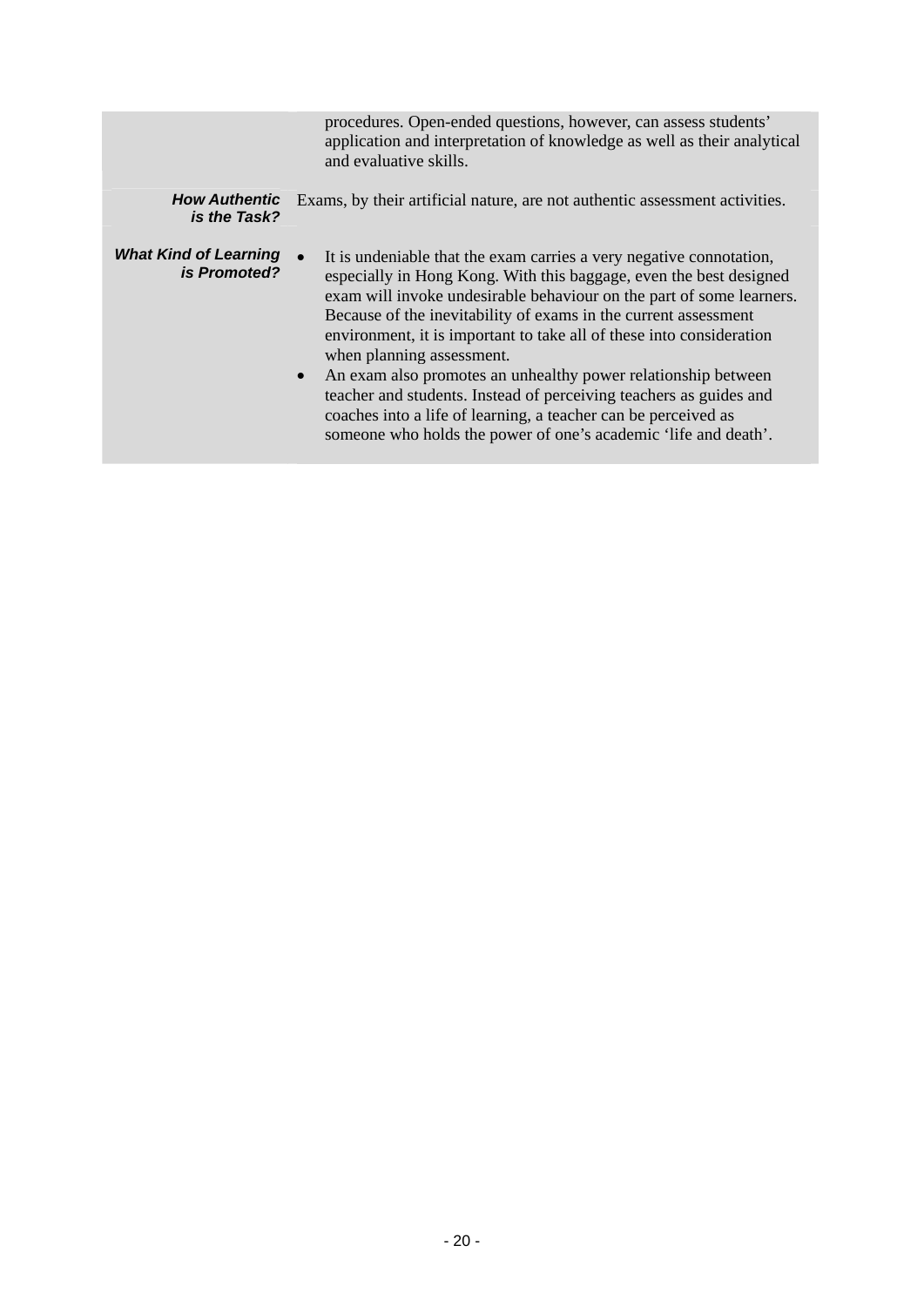| | |
|---|---|
| | procedures. Open-ended questions, however, can assess students' application and interpretation of knowledge as well as their analytical and evaluative skills. |
| ***How Authentic is the Task?*** | Exams, by their artificial nature, are not authentic assessment activities. |
| ***What Kind of Learning is Promoted?*** | • It is undeniable that the exam carries a very negative connotation, especially in Hong Kong. With this baggage, even the best designed exam will invoke undesirable behaviour on the part of some learners. Because of the inevitability of exams in the current assessment environment, it is important to take all of these into consideration when planning assessment.<br>• An exam also promotes an unhealthy power relationship between teacher and students. Instead of perceiving teachers as guides and coaches into a life of learning, a teacher can be perceived as someone who holds the power of one's academic 'life and death'. |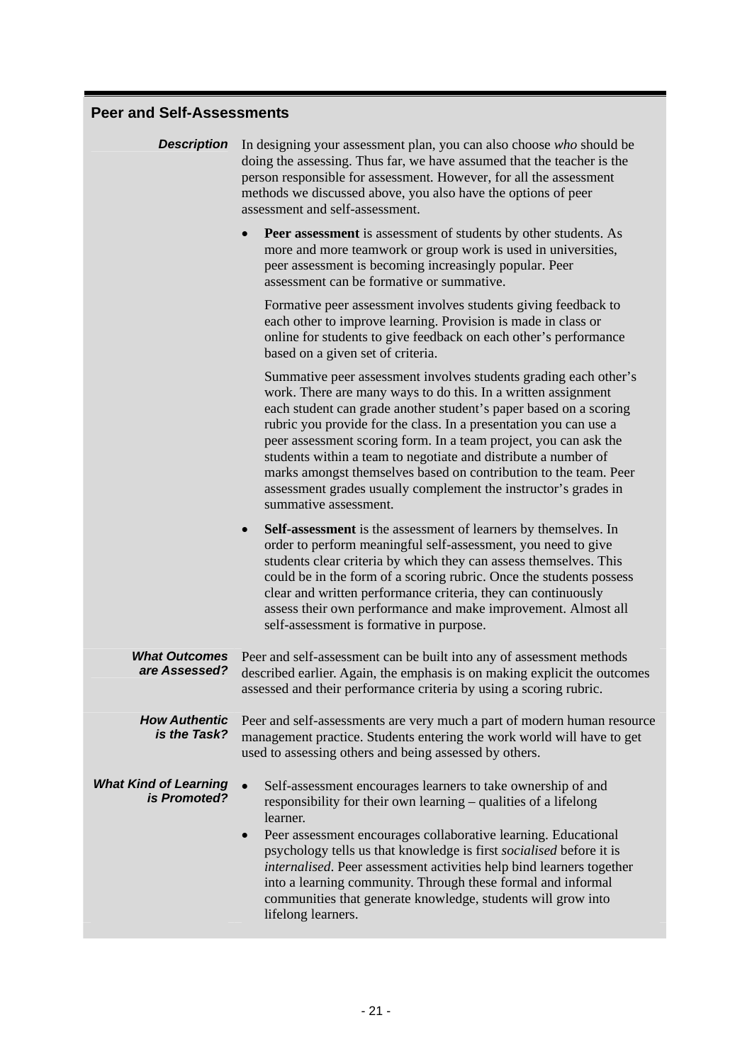## Peer and Self-Assessments

***Description***

In designing your assessment plan, you can also choose *who* should be doing the assessing. Thus far, we have assumed that the teacher is the person responsible for assessment. However, for all the assessment methods we discussed above, you also have the options of peer assessment and self-assessment.

- **Peer assessment** is assessment of students by other students. As more and more teamwork or group work is used in universities, peer assessment is becoming increasingly popular. Peer assessment can be formative or summative.

  Formative peer assessment involves students giving feedback to each other to improve learning. Provision is made in class or online for students to give feedback on each other's performance based on a given set of criteria.

  Summative peer assessment involves students grading each other's work. There are many ways to do this. In a written assignment each student can grade another student's paper based on a scoring rubric you provide for the class. In a presentation you can use a peer assessment scoring form. In a team project, you can ask the students within a team to negotiate and distribute a number of marks amongst themselves based on contribution to the team. Peer assessment grades usually complement the instructor's grades in summative assessment.

- **Self-assessment** is the assessment of learners by themselves. In order to perform meaningful self-assessment, you need to give students clear criteria by which they can assess themselves. This could be in the form of a scoring rubric. Once the students possess clear and written performance criteria, they can continuously assess their own performance and make improvement. Almost all self-assessment is formative in purpose.

***What Outcomes are Assessed?***

Peer and self-assessment can be built into any of assessment methods described earlier. Again, the emphasis is on making explicit the outcomes assessed and their performance criteria by using a scoring rubric.

***How Authentic is the Task?***

Peer and self-assessments are very much a part of modern human resource management practice. Students entering the work world will have to get used to assessing others and being assessed by others.

***What Kind of Learning is Promoted?***

- Self-assessment encourages learners to take ownership of and responsibility for their own learning – qualities of a lifelong learner.
- Peer assessment encourages collaborative learning. Educational psychology tells us that knowledge is first *socialised* before it is *internalised*. Peer assessment activities help bind learners together into a learning community. Through these formal and informal communities that generate knowledge, students will grow into lifelong learners.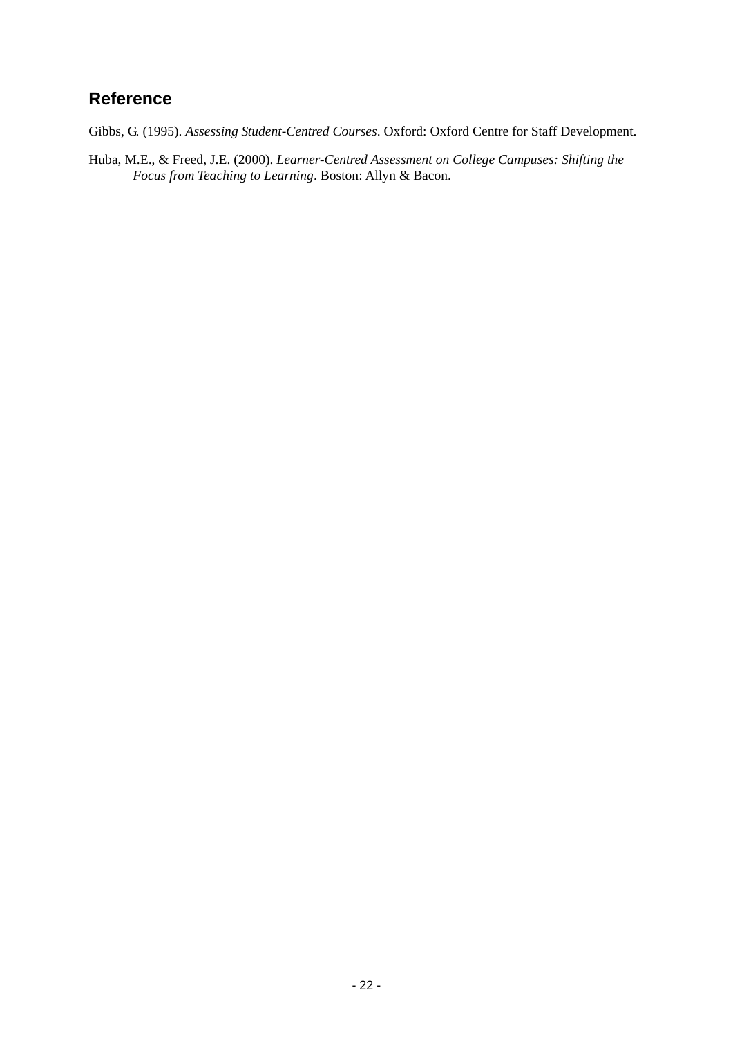## Reference

Gibbs, G. (1995). *Assessing Student-Centred Courses*. Oxford: Oxford Centre for Staff Development.

Huba, M.E., & Freed, J.E. (2000). *Learner-Centred Assessment on College Campuses: Shifting the Focus from Teaching to Learning*. Boston: Allyn & Bacon.